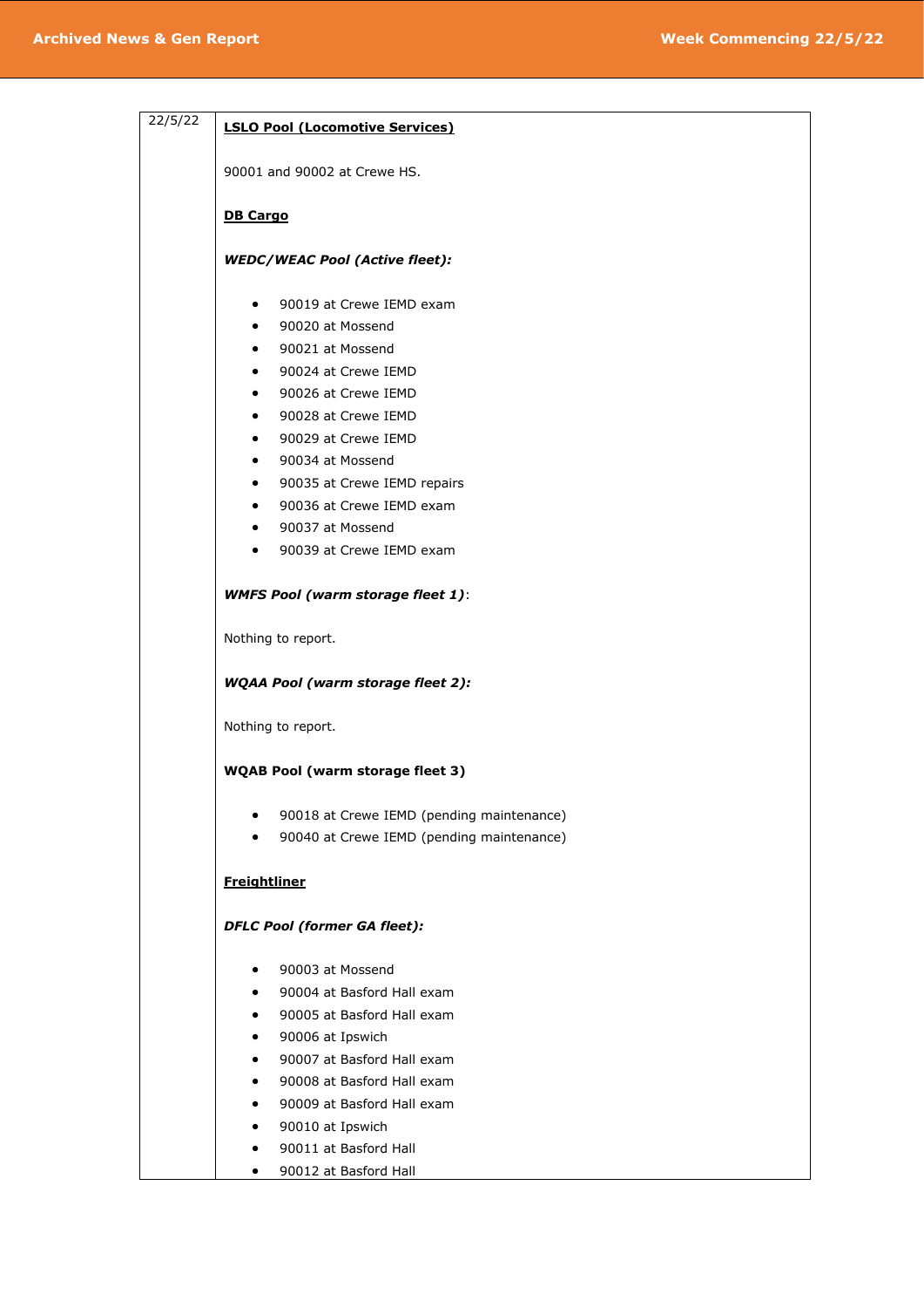| 22/5/22 | **LSLO Pool (Locomotive Services)**<br><br>90001 and 90002 at Crewe HS.<br><br>**DB Cargo**<br><br>***WEDC/WEAC Pool (Active fleet):***<br><br>• 90019 at Crewe IEMD exam<br>• 90020 at Mossend<br>• 90021 at Mossend<br>• 90024 at Crewe IEMD<br>• 90026 at Crewe IEMD<br>• 90028 at Crewe IEMD<br>• 90029 at Crewe IEMD<br>• 90034 at Mossend<br>• 90035 at Crewe IEMD repairs<br>• 90036 at Crewe IEMD exam<br>• 90037 at Mossend<br>• 90039 at Crewe IEMD exam<br><br>***WMFS Pool (warm storage fleet 1)***:<br><br>Nothing to report.<br><br>***WQAA Pool (warm storage fleet 2):***<br><br>Nothing to report.<br><br>**WQAB Pool (warm storage fleet 3)**<br><br>• 90018 at Crewe IEMD (pending maintenance)<br>• 90040 at Crewe IEMD (pending maintenance)<br><br>**Freightliner**<br><br>***DFLC Pool (former GA fleet):***<br><br>• 90003 at Mossend<br>• 90004 at Basford Hall exam<br>• 90005 at Basford Hall exam<br>• 90006 at Ipswich<br>• 90007 at Basford Hall exam<br>• 90008 at Basford Hall exam<br>• 90009 at Basford Hall exam<br>• 90010 at Ipswich<br>• 90011 at Basford Hall<br>• 90012 at Basford Hall |
|---|---|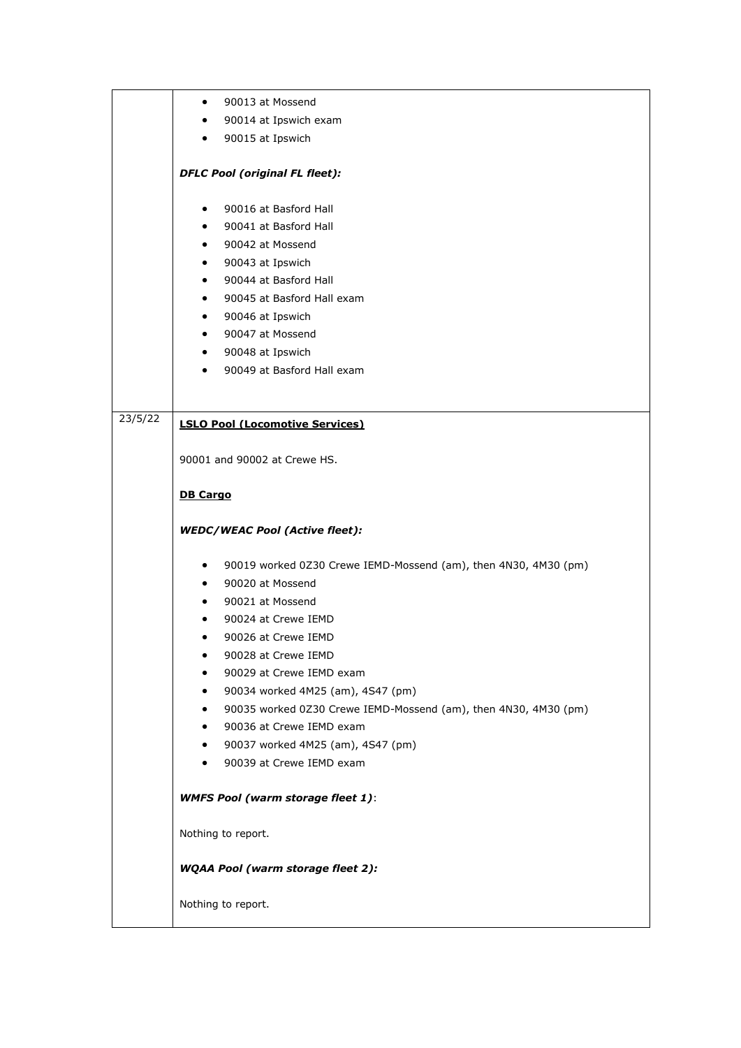| | |
|---|---|
| | • 90013 at Mossend<br>• 90014 at Ipswich exam<br>• 90015 at Ipswich<br><br>***DFLC Pool (original FL fleet):***<br><br>• 90016 at Basford Hall<br>• 90041 at Basford Hall<br>• 90042 at Mossend<br>• 90043 at Ipswich<br>• 90044 at Basford Hall<br>• 90045 at Basford Hall exam<br>• 90046 at Ipswich<br>• 90047 at Mossend<br>• 90048 at Ipswich<br>• 90049 at Basford Hall exam |
| 23/5/22 | **LSLO Pool (Locomotive Services)**<br><br>90001 and 90002 at Crewe HS.<br><br>**DB Cargo**<br><br>***WEDC/WEAC Pool (Active fleet):***<br><br>• 90019 worked 0Z30 Crewe IEMD-Mossend (am), then 4N30, 4M30 (pm)<br>• 90020 at Mossend<br>• 90021 at Mossend<br>• 90024 at Crewe IEMD<br>• 90026 at Crewe IEMD<br>• 90028 at Crewe IEMD<br>• 90029 at Crewe IEMD exam<br>• 90034 worked 4M25 (am), 4S47 (pm)<br>• 90035 worked 0Z30 Crewe IEMD-Mossend (am), then 4N30, 4M30 (pm)<br>• 90036 at Crewe IEMD exam<br>• 90037 worked 4M25 (am), 4S47 (pm)<br>• 90039 at Crewe IEMD exam<br><br>***WMFS Pool (warm storage fleet 1)***:<br><br>Nothing to report.<br><br>***WQAA Pool (warm storage fleet 2):***<br><br>Nothing to report. |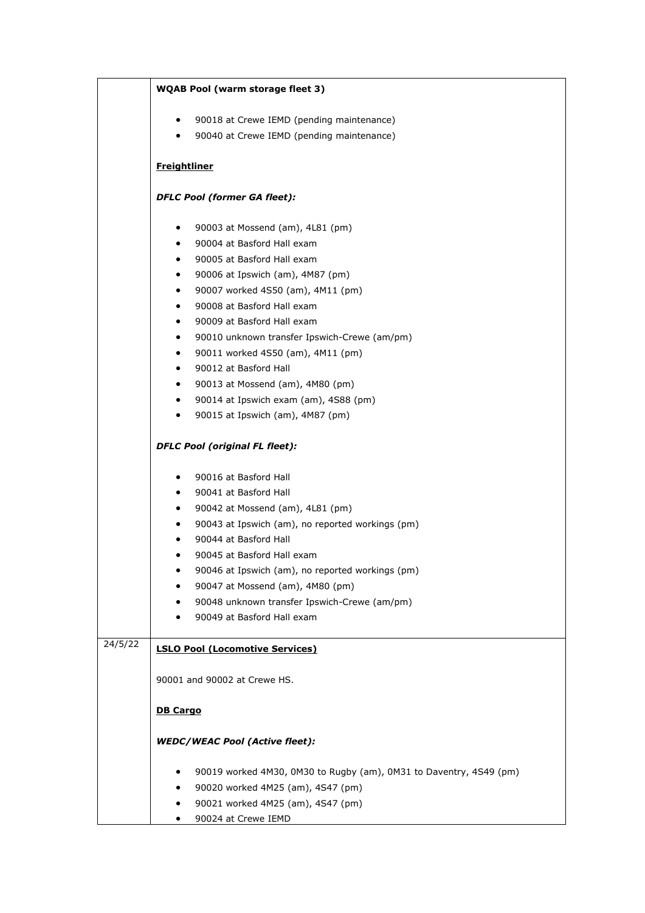| | |
|---|---|
| | **WQAB Pool (warm storage fleet 3)**<br><br>• 90018 at Crewe IEMD (pending maintenance)<br>• 90040 at Crewe IEMD (pending maintenance)<br><br>**Freightliner**<br><br>***DFLC Pool (former GA fleet):***<br><br>• 90003 at Mossend (am), 4L81 (pm)<br>• 90004 at Basford Hall exam<br>• 90005 at Basford Hall exam<br>• 90006 at Ipswich (am), 4M87 (pm)<br>• 90007 worked 4S50 (am), 4M11 (pm)<br>• 90008 at Basford Hall exam<br>• 90009 at Basford Hall exam<br>• 90010 unknown transfer Ipswich-Crewe (am/pm)<br>• 90011 worked 4S50 (am), 4M11 (pm)<br>• 90012 at Basford Hall<br>• 90013 at Mossend (am), 4M80 (pm)<br>• 90014 at Ipswich exam (am), 4S88 (pm)<br>• 90015 at Ipswich (am), 4M87 (pm)<br><br>***DFLC Pool (original FL fleet):***<br><br>• 90016 at Basford Hall<br>• 90041 at Basford Hall<br>• 90042 at Mossend (am), 4L81 (pm)<br>• 90043 at Ipswich (am), no reported workings (pm)<br>• 90044 at Basford Hall<br>• 90045 at Basford Hall exam<br>• 90046 at Ipswich (am), no reported workings (pm)<br>• 90047 at Mossend (am), 4M80 (pm)<br>• 90048 unknown transfer Ipswich-Crewe (am/pm)<br>• 90049 at Basford Hall exam |
| 24/5/22 | **LSLO Pool (Locomotive Services)**<br><br>90001 and 90002 at Crewe HS.<br><br>**DB Cargo**<br><br>***WEDC/WEAC Pool (Active fleet):***<br><br>• 90019 worked 4M30, 0M30 to Rugby (am), 0M31 to Daventry, 4S49 (pm)<br>• 90020 worked 4M25 (am), 4S47 (pm)<br>• 90021 worked 4M25 (am), 4S47 (pm)<br>• 90024 at Crewe IEMD |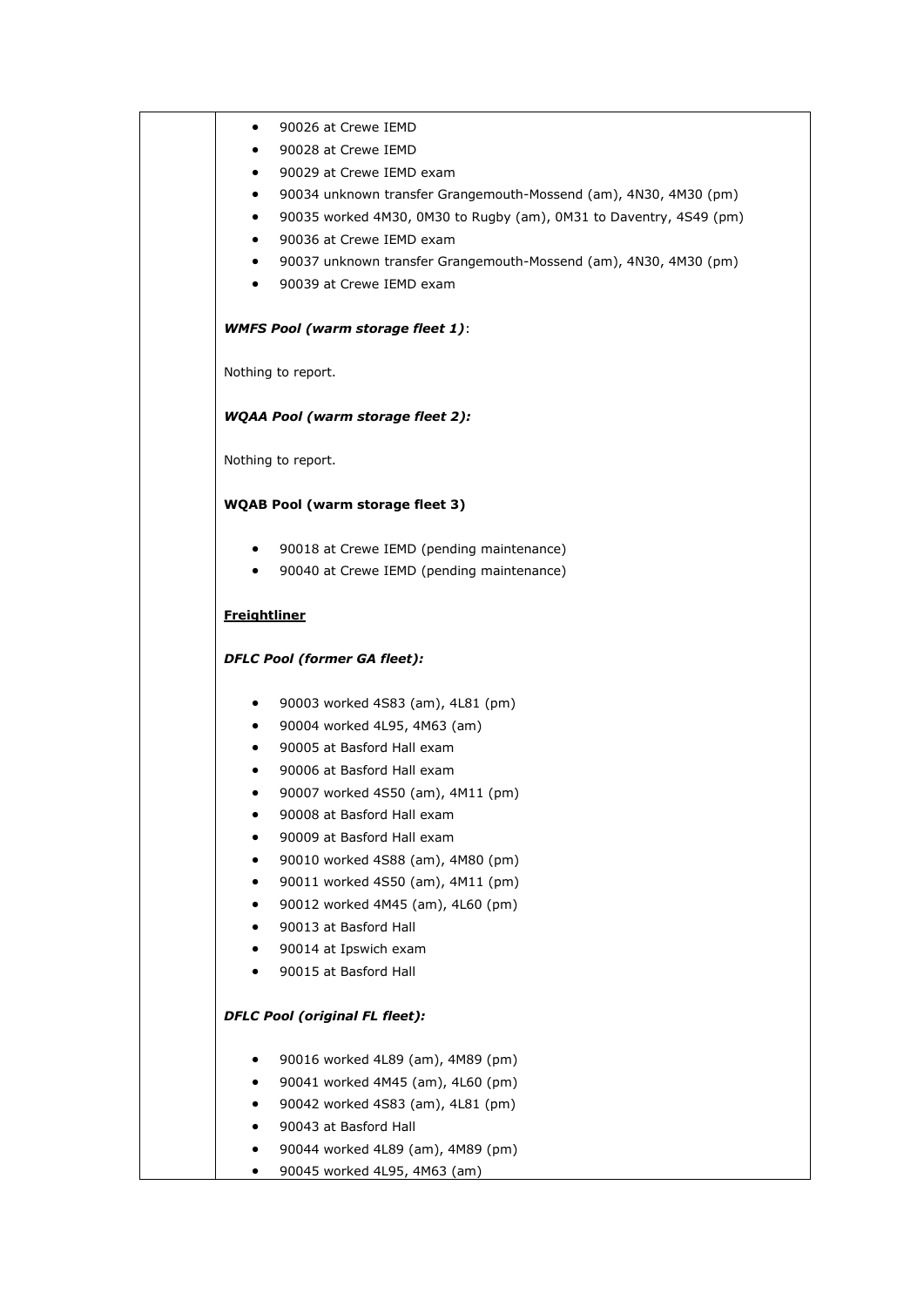- 90026 at Crewe IEMD
- 90028 at Crewe IEMD
- 90029 at Crewe IEMD exam
- 90034 unknown transfer Grangemouth-Mossend (am), 4N30, 4M30 (pm)
- 90035 worked 4M30, 0M30 to Rugby (am), 0M31 to Daventry, 4S49 (pm)
- 90036 at Crewe IEMD exam
- 90037 unknown transfer Grangemouth-Mossend (am), 4N30, 4M30 (pm)
- 90039 at Crewe IEMD exam

***WMFS Pool (warm storage fleet 1)***:

Nothing to report.

***WQAA Pool (warm storage fleet 2):***

Nothing to report.

**WQAB Pool (warm storage fleet 3)**

- 90018 at Crewe IEMD (pending maintenance)
- 90040 at Crewe IEMD (pending maintenance)

**Freightliner**

***DFLC Pool (former GA fleet):***

- 90003 worked 4S83 (am), 4L81 (pm)
- 90004 worked 4L95, 4M63 (am)
- 90005 at Basford Hall exam
- 90006 at Basford Hall exam
- 90007 worked 4S50 (am), 4M11 (pm)
- 90008 at Basford Hall exam
- 90009 at Basford Hall exam
- 90010 worked 4S88 (am), 4M80 (pm)
- 90011 worked 4S50 (am), 4M11 (pm)
- 90012 worked 4M45 (am), 4L60 (pm)
- 90013 at Basford Hall
- 90014 at Ipswich exam
- 90015 at Basford Hall

***DFLC Pool (original FL fleet):***

- 90016 worked 4L89 (am), 4M89 (pm)
- 90041 worked 4M45 (am), 4L60 (pm)
- 90042 worked 4S83 (am), 4L81 (pm)
- 90043 at Basford Hall
- 90044 worked 4L89 (am), 4M89 (pm)
- 90045 worked 4L95, 4M63 (am)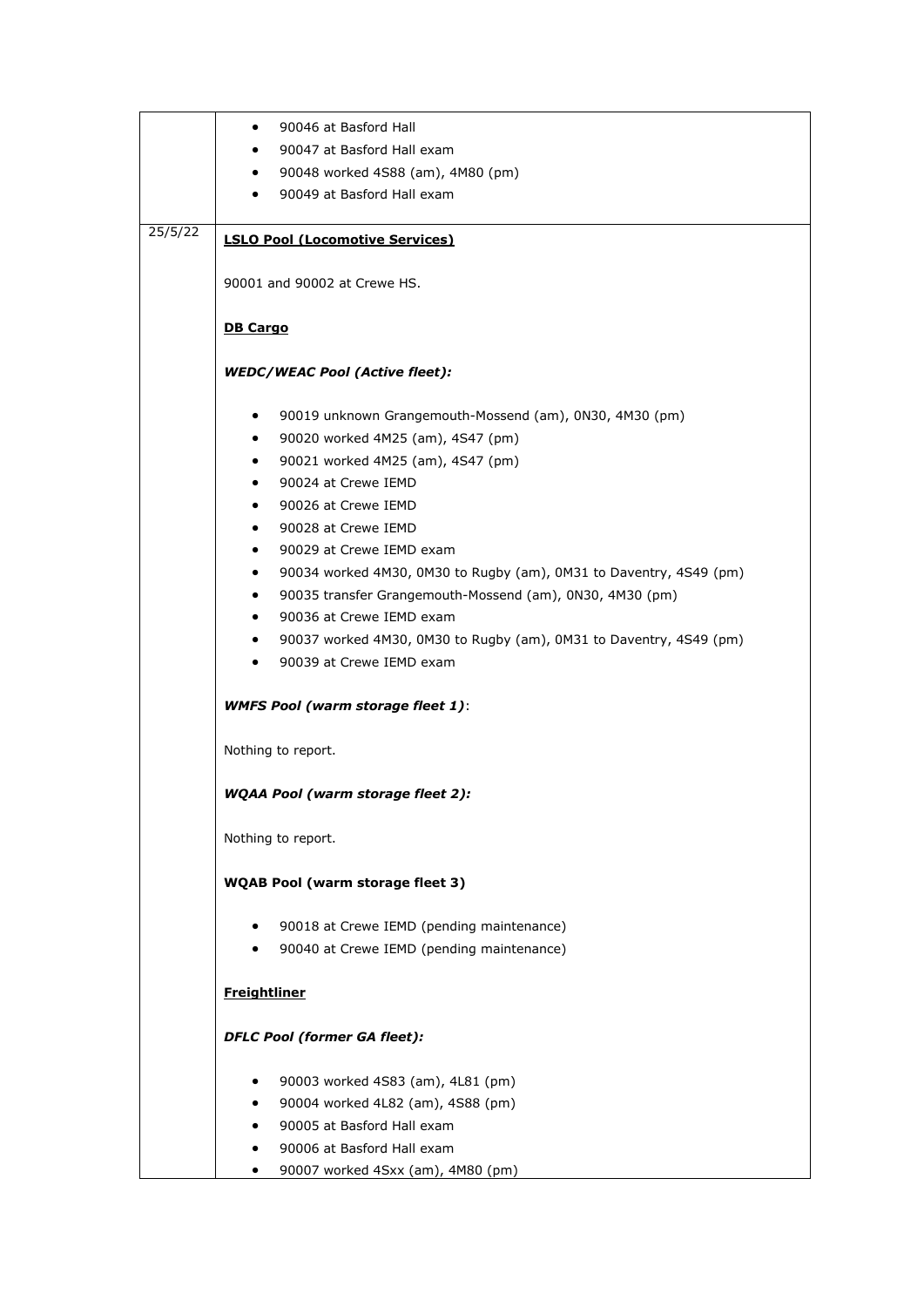| | |
|---|---|
| | • 90046 at Basford Hall<br>• 90047 at Basford Hall exam<br>• 90048 worked 4S88 (am), 4M80 (pm)<br>• 90049 at Basford Hall exam |
| 25/5/22 | **LSLO Pool (Locomotive Services)**<br><br>90001 and 90002 at Crewe HS.<br><br>**DB Cargo**<br><br>***WEDC/WEAC Pool (Active fleet):***<br><br>• 90019 unknown Grangemouth-Mossend (am), 0N30, 4M30 (pm)<br>• 90020 worked 4M25 (am), 4S47 (pm)<br>• 90021 worked 4M25 (am), 4S47 (pm)<br>• 90024 at Crewe IEMD<br>• 90026 at Crewe IEMD<br>• 90028 at Crewe IEMD<br>• 90029 at Crewe IEMD exam<br>• 90034 worked 4M30, 0M30 to Rugby (am), 0M31 to Daventry, 4S49 (pm)<br>• 90035 transfer Grangemouth-Mossend (am), 0N30, 4M30 (pm)<br>• 90036 at Crewe IEMD exam<br>• 90037 worked 4M30, 0M30 to Rugby (am), 0M31 to Daventry, 4S49 (pm)<br>• 90039 at Crewe IEMD exam<br><br>***WMFS Pool (warm storage fleet 1)***:<br><br>Nothing to report.<br><br>***WQAA Pool (warm storage fleet 2):***<br><br>Nothing to report.<br><br>**WQAB Pool (warm storage fleet 3)**<br><br>• 90018 at Crewe IEMD (pending maintenance)<br>• 90040 at Crewe IEMD (pending maintenance)<br><br>**Freightliner**<br><br>***DFLC Pool (former GA fleet):***<br><br>• 90003 worked 4S83 (am), 4L81 (pm)<br>• 90004 worked 4L82 (am), 4S88 (pm)<br>• 90005 at Basford Hall exam<br>• 90006 at Basford Hall exam<br>• 90007 worked 4Sxx (am), 4M80 (pm) |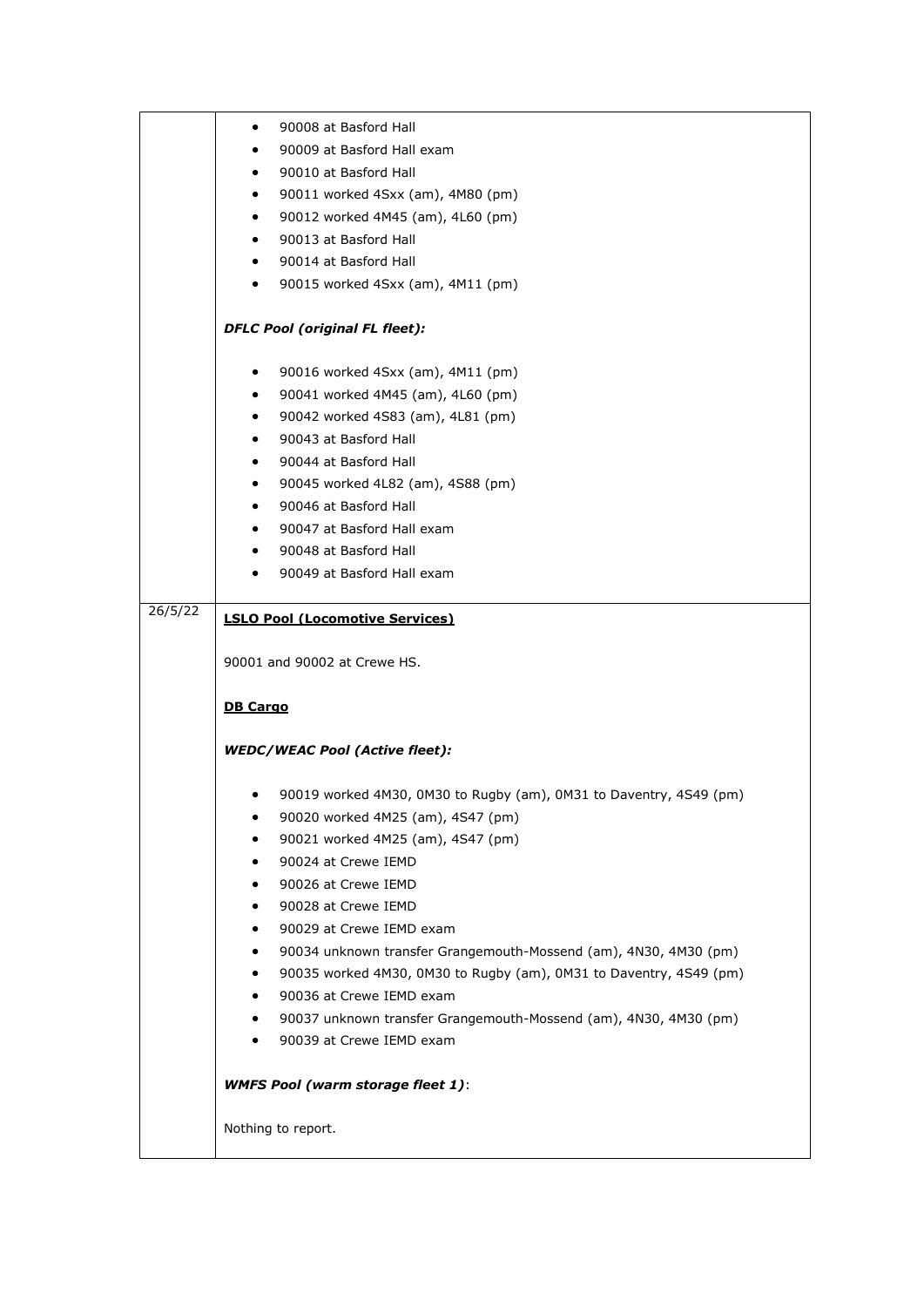| | |
|---|---|
| | • 90008 at Basford Hall<br>• 90009 at Basford Hall exam<br>• 90010 at Basford Hall<br>• 90011 worked 4Sxx (am), 4M80 (pm)<br>• 90012 worked 4M45 (am), 4L60 (pm)<br>• 90013 at Basford Hall<br>• 90014 at Basford Hall<br>• 90015 worked 4Sxx (am), 4M11 (pm)<br><br>***DFLC Pool (original FL fleet):***<br><br>• 90016 worked 4Sxx (am), 4M11 (pm)<br>• 90041 worked 4M45 (am), 4L60 (pm)<br>• 90042 worked 4S83 (am), 4L81 (pm)<br>• 90043 at Basford Hall<br>• 90044 at Basford Hall<br>• 90045 worked 4L82 (am), 4S88 (pm)<br>• 90046 at Basford Hall<br>• 90047 at Basford Hall exam<br>• 90048 at Basford Hall<br>• 90049 at Basford Hall exam |
| 26/5/22 | **LSLO Pool (Locomotive Services)**<br><br>90001 and 90002 at Crewe HS.<br><br>**DB Cargo**<br><br>***WEDC/WEAC Pool (Active fleet):***<br><br>• 90019 worked 4M30, 0M30 to Rugby (am), 0M31 to Daventry, 4S49 (pm)<br>• 90020 worked 4M25 (am), 4S47 (pm)<br>• 90021 worked 4M25 (am), 4S47 (pm)<br>• 90024 at Crewe IEMD<br>• 90026 at Crewe IEMD<br>• 90028 at Crewe IEMD<br>• 90029 at Crewe IEMD exam<br>• 90034 unknown transfer Grangemouth-Mossend (am), 4N30, 4M30 (pm)<br>• 90035 worked 4M30, 0M30 to Rugby (am), 0M31 to Daventry, 4S49 (pm)<br>• 90036 at Crewe IEMD exam<br>• 90037 unknown transfer Grangemouth-Mossend (am), 4N30, 4M30 (pm)<br>• 90039 at Crewe IEMD exam<br><br>***WMFS Pool (warm storage fleet 1)***:<br><br>Nothing to report. |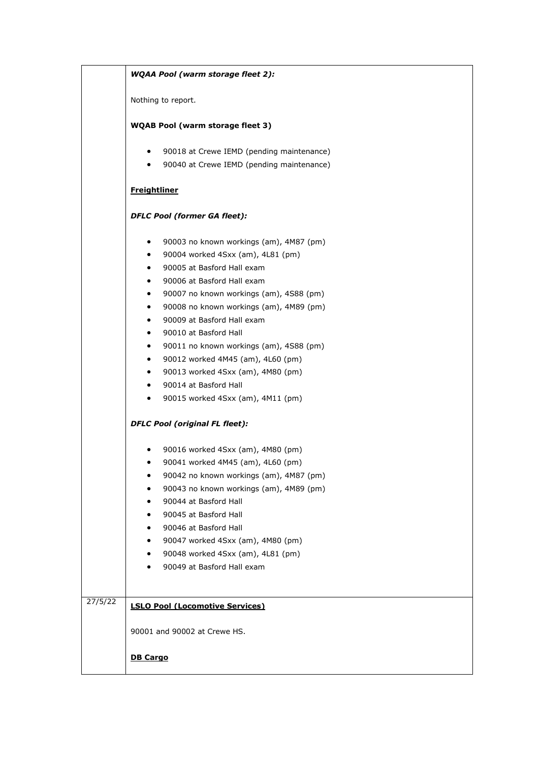| | |
|---|---|
| | ***WQAA Pool (warm storage fleet 2):***<br><br>Nothing to report.<br><br>**WQAB Pool (warm storage fleet 3)**<br><br>• 90018 at Crewe IEMD (pending maintenance)<br>• 90040 at Crewe IEMD (pending maintenance)<br><br>**<u>Freightliner</u>**<br><br>***DFLC Pool (former GA fleet):***<br><br>• 90003 no known workings (am), 4M87 (pm)<br>• 90004 worked 4Sxx (am), 4L81 (pm)<br>• 90005 at Basford Hall exam<br>• 90006 at Basford Hall exam<br>• 90007 no known workings (am), 4S88 (pm)<br>• 90008 no known workings (am), 4M89 (pm)<br>• 90009 at Basford Hall exam<br>• 90010 at Basford Hall<br>• 90011 no known workings (am), 4S88 (pm)<br>• 90012 worked 4M45 (am), 4L60 (pm)<br>• 90013 worked 4Sxx (am), 4M80 (pm)<br>• 90014 at Basford Hall<br>• 90015 worked 4Sxx (am), 4M11 (pm)<br><br>***DFLC Pool (original FL fleet):***<br><br>• 90016 worked 4Sxx (am), 4M80 (pm)<br>• 90041 worked 4M45 (am), 4L60 (pm)<br>• 90042 no known workings (am), 4M87 (pm)<br>• 90043 no known workings (am), 4M89 (pm)<br>• 90044 at Basford Hall<br>• 90045 at Basford Hall<br>• 90046 at Basford Hall<br>• 90047 worked 4Sxx (am), 4M80 (pm)<br>• 90048 worked 4Sxx (am), 4L81 (pm)<br>• 90049 at Basford Hall exam |
| 27/5/22 | **<u>LSLO Pool (Locomotive Services)</u>**<br><br>90001 and 90002 at Crewe HS.<br><br>**<u>DB Cargo</u>** |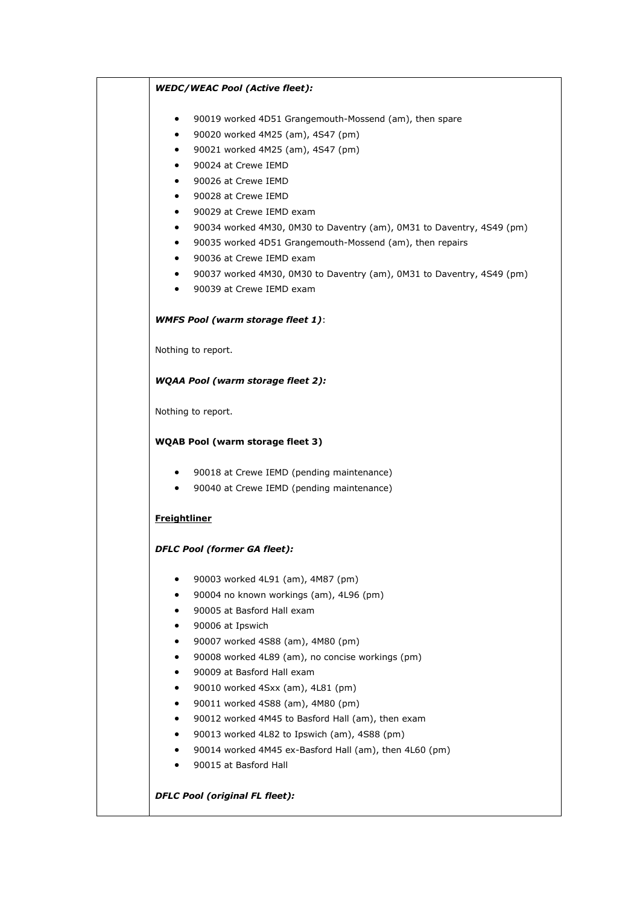***WEDC/WEAC Pool (Active fleet):***

- 90019 worked 4D51 Grangemouth-Mossend (am), then spare
- 90020 worked 4M25 (am), 4S47 (pm)
- 90021 worked 4M25 (am), 4S47 (pm)
- 90024 at Crewe IEMD
- 90026 at Crewe IEMD
- 90028 at Crewe IEMD
- 90029 at Crewe IEMD exam
- 90034 worked 4M30, 0M30 to Daventry (am), 0M31 to Daventry, 4S49 (pm)
- 90035 worked 4D51 Grangemouth-Mossend (am), then repairs
- 90036 at Crewe IEMD exam
- 90037 worked 4M30, 0M30 to Daventry (am), 0M31 to Daventry, 4S49 (pm)
- 90039 at Crewe IEMD exam

***WMFS Pool (warm storage fleet 1)***:

Nothing to report.

***WQAA Pool (warm storage fleet 2):***

Nothing to report.

**WQAB Pool (warm storage fleet 3)**

- 90018 at Crewe IEMD (pending maintenance)
- 90040 at Crewe IEMD (pending maintenance)

**Freightliner**

***DFLC Pool (former GA fleet):***

- 90003 worked 4L91 (am), 4M87 (pm)
- 90004 no known workings (am), 4L96 (pm)
- 90005 at Basford Hall exam
- 90006 at Ipswich
- 90007 worked 4S88 (am), 4M80 (pm)
- 90008 worked 4L89 (am), no concise workings (pm)
- 90009 at Basford Hall exam
- 90010 worked 4Sxx (am), 4L81 (pm)
- 90011 worked 4S88 (am), 4M80 (pm)
- 90012 worked 4M45 to Basford Hall (am), then exam
- 90013 worked 4L82 to Ipswich (am), 4S88 (pm)
- 90014 worked 4M45 ex-Basford Hall (am), then 4L60 (pm)
- 90015 at Basford Hall

***DFLC Pool (original FL fleet):***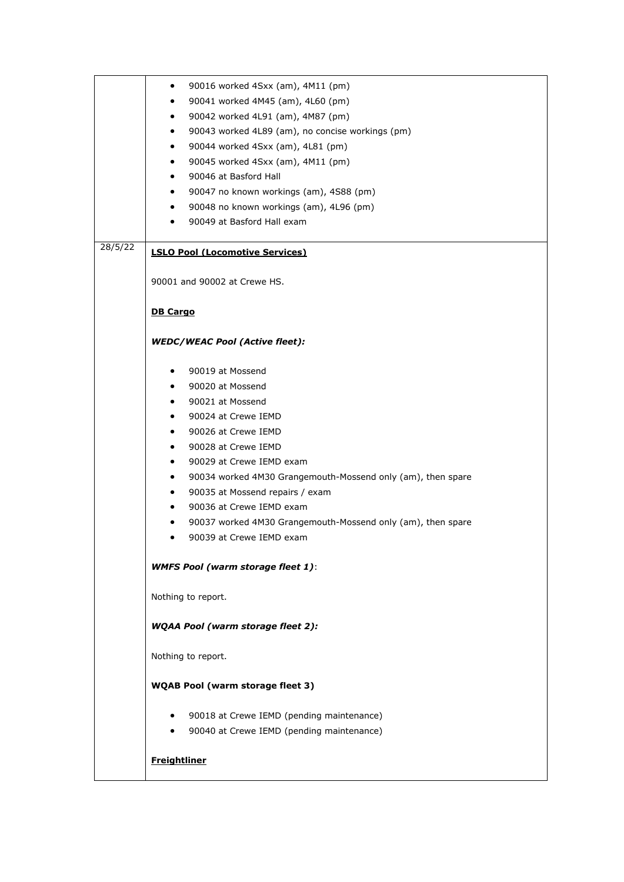| | |
|---|---|
| | • 90016 worked 4Sxx (am), 4M11 (pm)<br>• 90041 worked 4M45 (am), 4L60 (pm)<br>• 90042 worked 4L91 (am), 4M87 (pm)<br>• 90043 worked 4L89 (am), no concise workings (pm)<br>• 90044 worked 4Sxx (am), 4L81 (pm)<br>• 90045 worked 4Sxx (am), 4M11 (pm)<br>• 90046 at Basford Hall<br>• 90047 no known workings (am), 4S88 (pm)<br>• 90048 no known workings (am), 4L96 (pm)<br>• 90049 at Basford Hall exam |
| 28/5/22 | **LSLO Pool (Locomotive Services)**<br><br>90001 and 90002 at Crewe HS.<br><br>**DB Cargo**<br><br>***WEDC/WEAC Pool (Active fleet):***<br><br>• 90019 at Mossend<br>• 90020 at Mossend<br>• 90021 at Mossend<br>• 90024 at Crewe IEMD<br>• 90026 at Crewe IEMD<br>• 90028 at Crewe IEMD<br>• 90029 at Crewe IEMD exam<br>• 90034 worked 4M30 Grangemouth-Mossend only (am), then spare<br>• 90035 at Mossend repairs / exam<br>• 90036 at Crewe IEMD exam<br>• 90037 worked 4M30 Grangemouth-Mossend only (am), then spare<br>• 90039 at Crewe IEMD exam<br><br>***WMFS Pool (warm storage fleet 1)***:<br><br>Nothing to report.<br><br>***WQAA Pool (warm storage fleet 2):***<br><br>Nothing to report.<br><br>**WQAB Pool (warm storage fleet 3)**<br><br>• 90018 at Crewe IEMD (pending maintenance)<br>• 90040 at Crewe IEMD (pending maintenance)<br><br>**Freightliner** |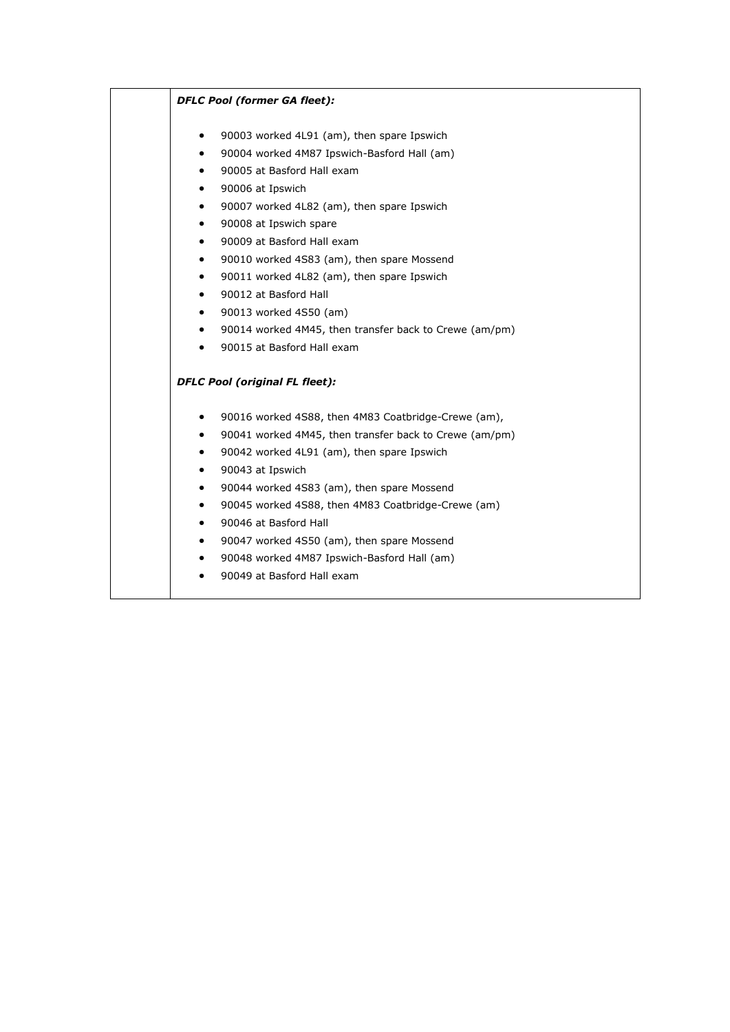***DFLC Pool (former GA fleet):***

- 90003 worked 4L91 (am), then spare Ipswich
- 90004 worked 4M87 Ipswich-Basford Hall (am)
- 90005 at Basford Hall exam
- 90006 at Ipswich
- 90007 worked 4L82 (am), then spare Ipswich
- 90008 at Ipswich spare
- 90009 at Basford Hall exam
- 90010 worked 4S83 (am), then spare Mossend
- 90011 worked 4L82 (am), then spare Ipswich
- 90012 at Basford Hall
- 90013 worked 4S50 (am)
- 90014 worked 4M45, then transfer back to Crewe (am/pm)
- 90015 at Basford Hall exam

***DFLC Pool (original FL fleet):***

- 90016 worked 4S88, then 4M83 Coatbridge-Crewe (am),
- 90041 worked 4M45, then transfer back to Crewe (am/pm)
- 90042 worked 4L91 (am), then spare Ipswich
- 90043 at Ipswich
- 90044 worked 4S83 (am), then spare Mossend
- 90045 worked 4S88, then 4M83 Coatbridge-Crewe (am)
- 90046 at Basford Hall
- 90047 worked 4S50 (am), then spare Mossend
- 90048 worked 4M87 Ipswich-Basford Hall (am)
- 90049 at Basford Hall exam